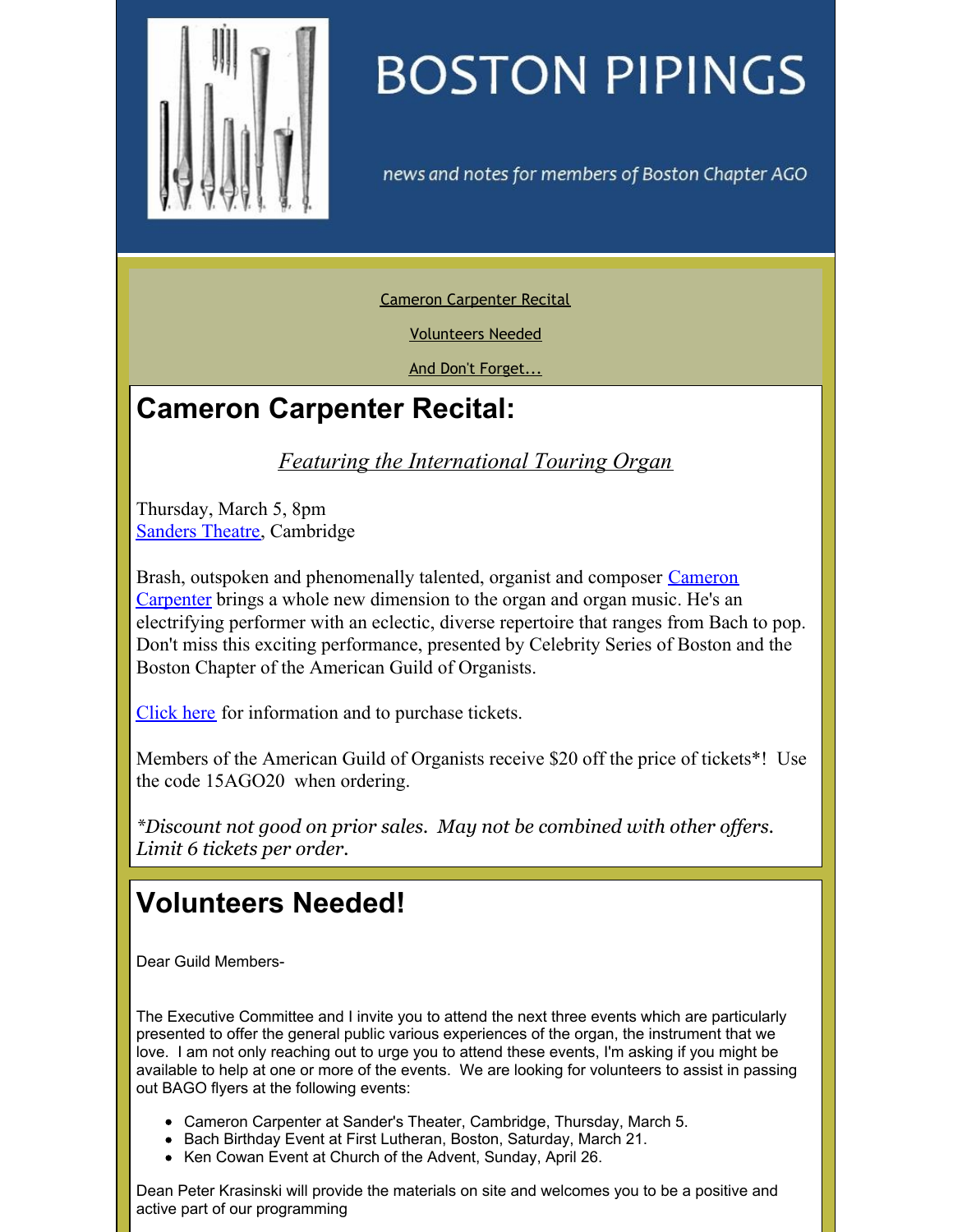# BOSTON PIPINGS

news and notes for members of Boston Chapter AGO

Cameron Carpenter Recital

Volunteers Needed

And Don't Forget...

## Cameron Carpenter Recital:

*Featuring the International Touring Organ*

Thursday, March 5, 8pm
Sanders Theatre, Cambridge

Brash, outspoken and phenomenally talented, organist and composer Cameron Carpenter brings a whole new dimension to the organ and organ music. He's an electrifying performer with an eclectic, diverse repertoire that ranges from Bach to pop. Don't miss this exciting performance, presented by Celebrity Series of Boston and the Boston Chapter of the American Guild of Organists.

Click here for information and to purchase tickets.

Members of the American Guild of Organists receive $20 off the price of tickets*! Use the code 15AGO20 when ordering.

*\*Discount not good on prior sales. May not be combined with other offers. Limit 6 tickets per order.*

## Volunteers Needed!

Dear Guild Members-

The Executive Committee and I invite you to attend the next three events which are particularly presented to offer the general public various experiences of the organ, the instrument that we love. I am not only reaching out to urge you to attend these events, I'm asking if you might be available to help at one or more of the events. We are looking for volunteers to assist in passing out BAGO flyers at the following events:

- Cameron Carpenter at Sander's Theater, Cambridge, Thursday, March 5.
- Bach Birthday Event at First Lutheran, Boston, Saturday, March 21.
- Ken Cowan Event at Church of the Advent, Sunday, April 26.

Dean Peter Krasinski will provide the materials on site and welcomes you to be a positive and active part of our programming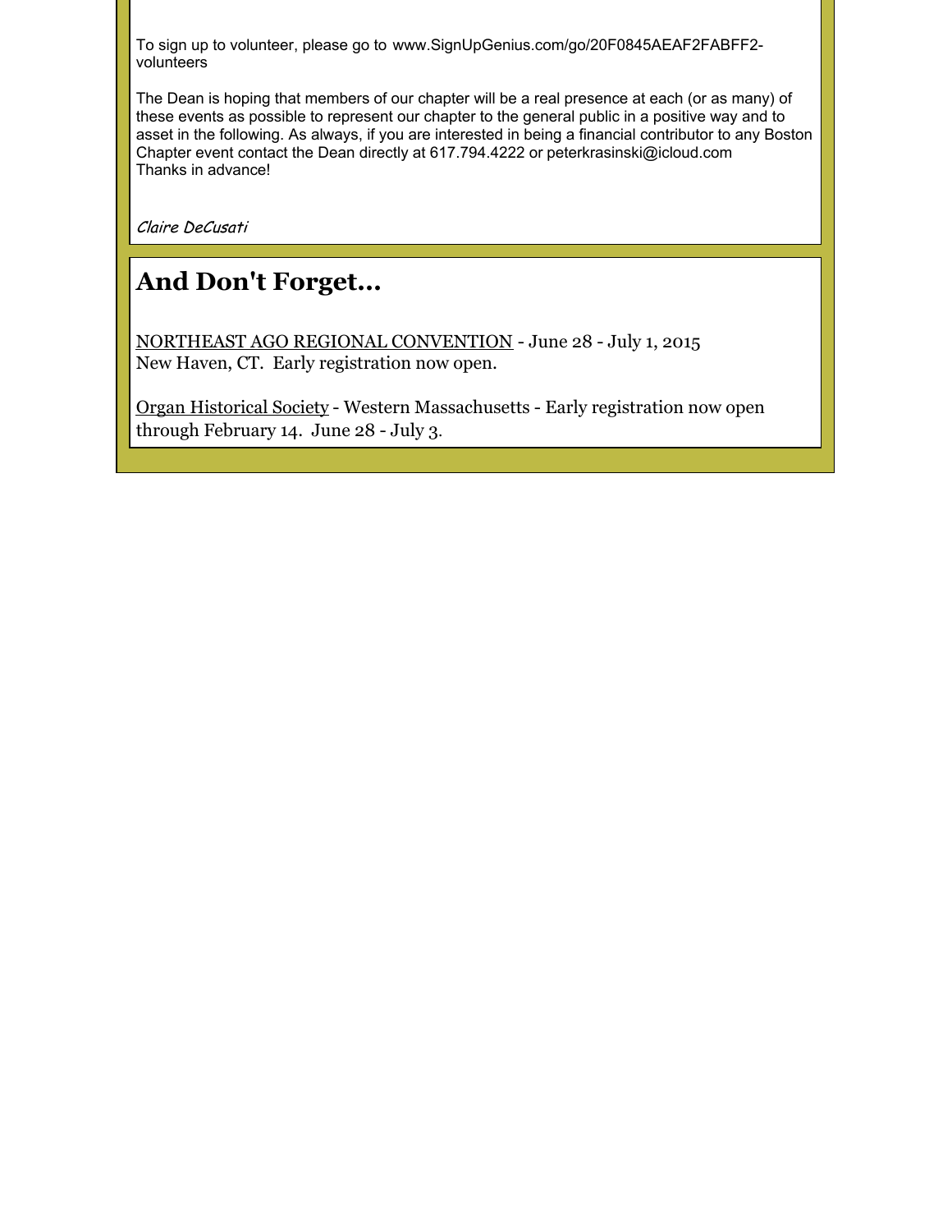To sign up to volunteer, please go to www.SignUpGenius.com/go/20F0845AEAF2FABFF2-volunteers

The Dean is hoping that members of our chapter will be a real presence at each (or as many) of these events as possible to represent our chapter to the general public in a positive way and to asset in the following. As always, if you are interested in being a financial contributor to any Boston Chapter event contact the Dean directly at 617.794.4222 or peterkrasinski@icloud.com
Thanks in advance!

*Claire DeCusati*

## And Don't Forget...

NORTHEAST AGO REGIONAL CONVENTION - June 28 - July 1, 2015
New Haven, CT. Early registration now open.

Organ Historical Society - Western Massachusetts - Early registration now open through February 14. June 28 - July 3.